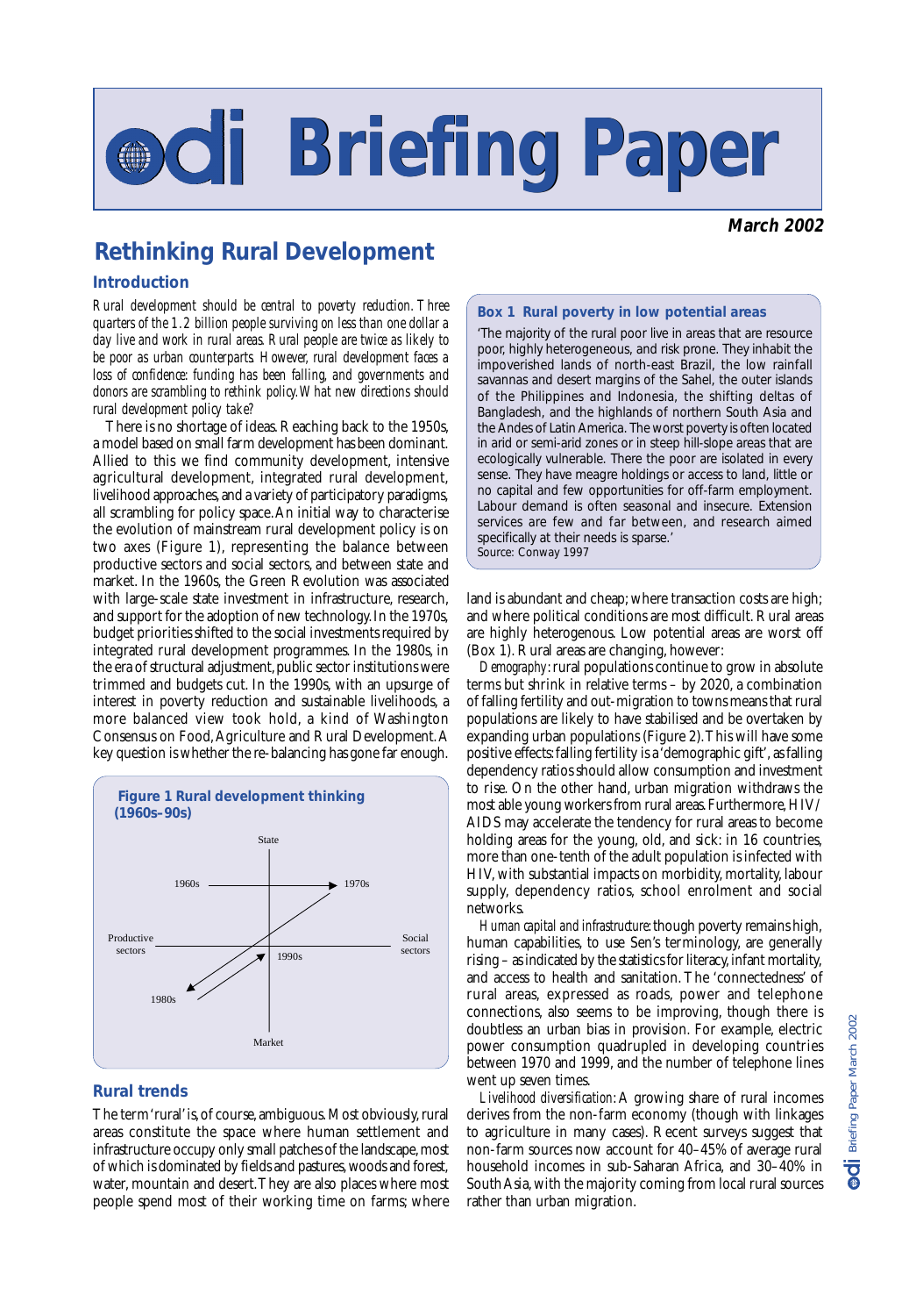# odi Briefing Paper

**March 2002**

# Rethinking Rural Development

## Introduction

*Rural development should be central to poverty reduction. Three quarters of the 1.2 billion people surviving on less than one dollar a day live and work in rural areas. Rural people are twice as likely to be poor as urban counterparts. However, rural development faces a loss of confidence: funding has been falling, and governments and donors are scrambling to rethink policy. What new directions should rural development policy take?*

There is no shortage of ideas. Reaching back to the 1950s, a model based on small farm development has been dominant. Allied to this we find community development, intensive agricultural development, integrated rural development, livelihood approaches, and a variety of participatory paradigms, all scrambling for policy space. An initial way to characterise the evolution of mainstream rural development policy is on two axes (Figure 1), representing the balance between productive sectors and social sectors, and between state and market. In the 1960s, the Green Revolution was associated with large-scale state investment in infrastructure, research, and support for the adoption of new technology. In the 1970s, budget priorities shifted to the social investments required by integrated rural development programmes. In the 1980s, in the era of structural adjustment, public sector institutions were trimmed and budgets cut. In the 1990s, with an upsurge of interest in poverty reduction and sustainable livelihoods, a more balanced view took hold, a kind of Washington Consensus on Food, Agriculture and Rural Development. A key question is whether the re-balancing has gone far enough.

**Figure 1 Rural development thinking (1960s–90s)**

State / Market (vertical axis); Productive sectors / Social sectors (horizontal axis); 1960s → 1970s; 1980s; 1990s

**Box 1 Rural poverty in low potential areas**

'The majority of the rural poor live in areas that are resource poor, highly heterogeneous, and risk prone. They inhabit the impoverished lands of north-east Brazil, the low rainfall savannas and desert margins of the Sahel, the outer islands of the Philippines and Indonesia, the shifting deltas of Bangladesh, and the highlands of northern South Asia and the Andes of Latin America. The worst poverty is often located in arid or semi-arid zones or in steep hill-slope areas that are ecologically vulnerable. There the poor are isolated in every sense. They have meagre holdings or access to land, little or no capital and few opportunities for off-farm employment. Labour demand is often seasonal and insecure. Extension services are few and far between, and research aimed specifically at their needs is sparse.'

Source: Conway 1997

## Rural trends

The term 'rural' is, of course, ambiguous. Most obviously, rural areas constitute the space where human settlement and infrastructure occupy only small patches of the landscape, most of which is dominated by fields and pastures, woods and forest, water, mountain and desert. They are also places where most people spend most of their working time on farms; where land is abundant and cheap; where transaction costs are high; and where political conditions are most difficult. Rural areas are highly heterogenous. Low potential areas are worst off (Box 1). Rural areas are changing, however:

*Demography*: rural populations continue to grow in absolute terms but shrink in relative terms – by 2020, a combination of falling fertility and out-migration to towns means that rural populations are likely to have stabilised and be overtaken by expanding urban populations (Figure 2). This will have some positive effects: falling fertility is a 'demographic gift', as falling dependency ratios should allow consumption and investment to rise. On the other hand, urban migration withdraws the most able young workers from rural areas. Furthermore, HIV/AIDS may accelerate the tendency for rural areas to become holding areas for the young, old, and sick: in 16 countries, more than one-tenth of the adult population is infected with HIV, with substantial impacts on morbidity, mortality, labour supply, dependency ratios, school enrolment and social networks.

*Human capital and infrastructure*: though poverty remains high, human capabilities, to use Sen's terminology, are generally rising – as indicated by the statistics for literacy, infant mortality, and access to health and sanitation. The 'connectedness' of rural areas, expressed as roads, power and telephone connections, also seems to be improving, though there is doubtless an urban bias in provision. For example, electric power consumption quadrupled in developing countries between 1970 and 1999, and the number of telephone lines went up seven times.

*Livelihood diversification*: A growing share of rural incomes derives from the non-farm economy (though with linkages to agriculture in many cases). Recent surveys suggest that non-farm sources now account for 40–45% of average rural household incomes in sub-Saharan Africa, and 30–40% in South Asia, with the majority coming from local rural sources rather than urban migration.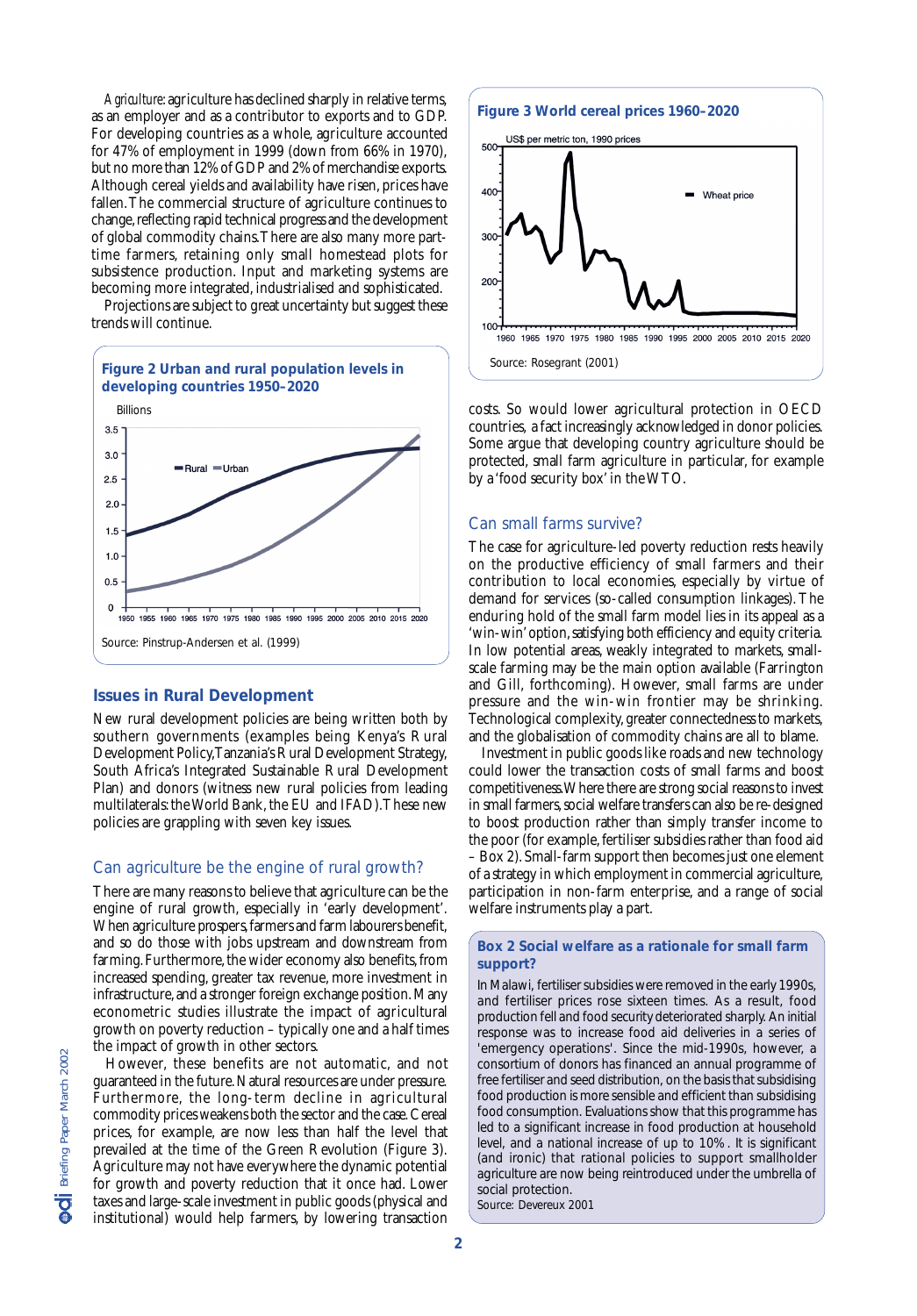*Agriculture*: agriculture has declined sharply in relative terms, as an employer and as a contributor to exports and to GDP. For developing countries as a whole, agriculture accounted for 47% of employment in 1999 (down from 66% in 1970), but no more than 12% of GDP and 2% of merchandise exports. Although cereal yields and availability have risen, prices have fallen. The commercial structure of agriculture continues to change, reflecting rapid technical progress and the development of global commodity chains. There are also many more part-time farmers, retaining only small homestead plots for subsistence production. Input and marketing systems are becoming more integrated, industrialised and sophisticated.

Projections are subject to great uncertainty but suggest these trends will continue.

**Figure 2 Urban and rural population levels in developing countries 1950–2020**

Source: Pinstrup-Andersen et al. (1999)

## Issues in Rural Development

New rural development policies are being written both by southern governments (examples being Kenya's Rural Development Policy, Tanzania's Rural Development Strategy, South Africa's Integrated Sustainable Rural Development Plan) and donors (witness new rural policies from leading multilaterals: the World Bank, the EU and IFAD). These new policies are grappling with seven key issues.

### Can agriculture be the engine of rural growth?

There are many reasons to believe that agriculture can be the engine of rural growth, especially in 'early development'. When agriculture prospers, farmers and farm labourers benefit, and so do those with jobs upstream and downstream from farming. Furthermore, the wider economy also benefits, from increased spending, greater tax revenue, more investment in infrastructure, and a stronger foreign exchange position. Many econometric studies illustrate the impact of agricultural growth on poverty reduction – typically one and a half times the impact of growth in other sectors.

However, these benefits are not automatic, and not guaranteed in the future. Natural resources are under pressure. Furthermore, the long-term decline in agricultural commodity prices weakens both the sector and the case. Cereal prices, for example, are now less than half that prevailed at the time of the Green Revolution (Figure 3). Agriculture may not have everywhere the dynamic potential for growth and poverty reduction that it once had. Lower taxes and large-scale investment in public goods (physical and institutional) would help farmers, by lowering transaction costs. So would lower agricultural protection in OECD countries, a fact increasingly acknowledged in donor policies. Some argue that developing country agriculture should be protected, small farm agriculture in particular, for example by a 'food security box' in the WTO.

**Figure 3 World cereal prices 1960–2020**

Source: Rosegrant (2001)

### Can small farms survive?

The case for agriculture-led poverty reduction rests heavily on the productive efficiency of small farmers and their contribution to local economies, especially by virtue of demand for services (so-called consumption linkages). The enduring hold of the small farm model lies in its appeal as a 'win-win' option, satisfying both efficiency and equity criteria. In low potential areas, weakly integrated to markets, small-scale farming may be the main option available (Farrington and Gill, forthcoming). However, small farms are under pressure and the win-win frontier may be shrinking. Technological complexity, greater connectedness to markets, and the globalisation of commodity chains are all to blame.

Investment in public goods like roads and new technology could lower the transaction costs of small farms and boost competitiveness. Where there are strong social reasons to invest in small farmers, social welfare transfers can also be re-designed to boost production rather than simply transfer income to the poor (for example, fertiliser subsidies rather than food aid – Box 2). Small-farm support then becomes just one element of a strategy in which employment in commercial agriculture, participation in non-farm enterprise, and a range of social welfare instruments play a part.

**Box 2 Social welfare as a rationale for small farm support?**

In Malawi, fertiliser subsidies were removed in the early 1990s, and fertiliser prices rose sixteen times. As a result, food production fell and food security deteriorated sharply. An initial response was to increase food aid deliveries in a series of 'emergency operations'. Since the mid-1990s, however, a consortium of donors has financed an annual programme of free fertiliser and seed distribution, on the basis that subsidising food production is more sensible and efficient than subsidising food consumption. Evaluations show that this programme has led to a significant increase in food production at household level, and a national increase of up to 10%. It is significant (and ironic) that rational policies to support smallholder agriculture are now being reintroduced under the umbrella of social protection.

Source: Devereux 2001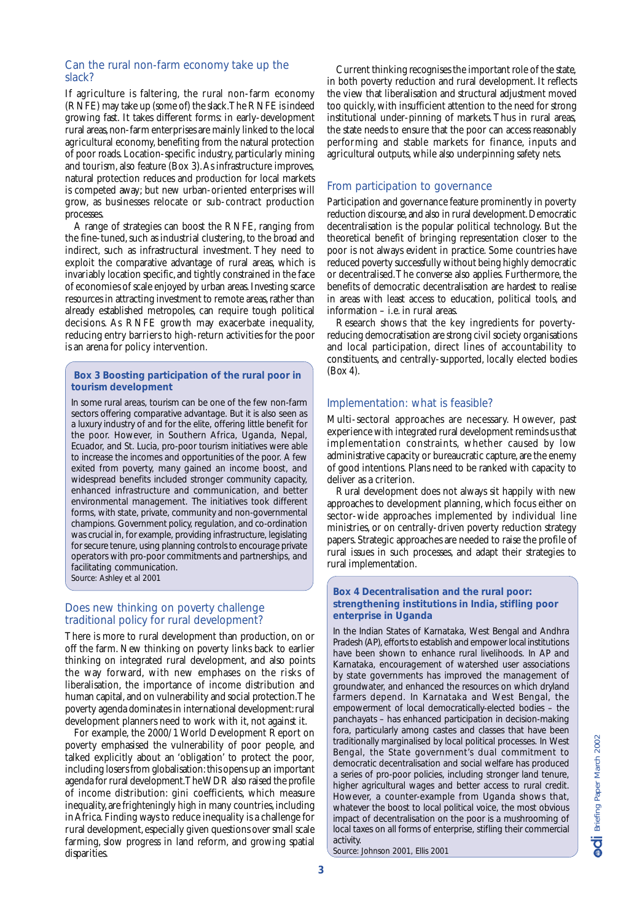## Can the rural non-farm economy take up the slack?

If agriculture is faltering, the rural non-farm economy (RNFE) may take up (some of) the slack. The RNFE is indeed growing fast. It takes different forms: in early-development rural areas, non-farm enterprises are mainly linked to the local agricultural economy, benefiting from the natural protection of poor roads. Location-specific industry, particularly mining and tourism, also feature (Box 3). As infrastructure improves, natural protection reduces and production for local markets is competed away; but new urban-oriented enterprises will grow, as businesses relocate or sub-contract production processes.

A range of strategies can boost the RNFE, ranging from the fine-tuned, such as industrial clustering, to the broad and indirect, such as infrastructural investment. They need to exploit the comparative advantage of rural areas, which is invariably location specific, and tightly constrained in the face of economies of scale enjoyed by urban areas. Investing scarce resources in attracting investment to remote areas, rather than already established metropoles, can require tough political decisions. As RNFE growth may exacerbate inequality, reducing entry barriers to high-return activities for the poor is an arena for policy intervention.

**Box 3 Boosting participation of the rural poor in tourism development**

In some rural areas, tourism can be one of the few non-farm sectors offering comparative advantage. But it is also seen as a luxury industry of and for the elite, offering little benefit for the poor. However, in Southern Africa, Uganda, Nepal, Ecuador, and St. Lucia, pro-poor tourism initiatives were able to increase the incomes and opportunities of the poor. A few exited from poverty, many gained an income boost, and widespread benefits included stronger community capacity, enhanced infrastructure and communication, and better environmental management. The initiatives took different forms, with state, private, community and non-governmental champions. Government policy, regulation, and co-ordination was crucial in, for example, providing infrastructure, legislating for secure tenure, using planning controls to encourage private operators with pro-poor commitments and partnerships, and facilitating communication.

Source: Ashley et al 2001

## Does new thinking on poverty challenge traditional policy for rural development?

There is more to rural development than production, on or off the farm. New thinking on poverty links back to earlier thinking on integrated rural development, and also points the way forward, with new emphases on the risks of liberalisation, the importance of income distribution and human capital, and on vulnerability and social protection. The poverty agenda dominates in international development: rural development planners need to work with it, not against it.

For example, the 2000/1 World Development Report on poverty emphasised the vulnerability of poor people, and talked explicitly about an 'obligation' to protect the poor, including losers from globalisation: this opens up an important agenda for rural development. The WDR also raised the profile of income distribution: gini coefficients, which measure inequality, are frighteningly high in many countries, including in Africa. Finding ways to reduce inequality is a challenge for rural development, especially given questions over small scale farming, slow progress in land reform, and growing spatial disparities.

Current thinking recognises the important role of the state, in both poverty reduction and rural development. It reflects the view that liberalisation and structural adjustment moved too quickly, with insufficient attention to the need for strong institutional under-pinning of markets. Thus in rural areas, the state needs to ensure that the poor can access reasonably performing and stable markets for finance, inputs and agricultural outputs, while also underpinning safety nets.

## From participation to governance

Participation and governance feature prominently in poverty reduction discourse, and also in rural development. Democratic decentralisation is the popular political technology. But the theoretical benefit of bringing representation closer to the poor is not always evident in practice. Some countries have reduced poverty successfully without being highly democratic or decentralised. The converse also applies. Furthermore, the benefits of democratic decentralisation are hardest to realise in areas with least access to education, political tools, and information – i.e. in rural areas.

Research shows that the key ingredients for poverty-reducing democratisation are strong civil society organisations and local participation, direct lines of accountability to constituents, and centrally-supported, locally elected bodies (Box 4).

## Implementation: what is feasible?

Multi-sectoral approaches are necessary. However, past experience with integrated rural development reminds us that implementation constraints, whether caused by low administrative capacity or bureaucratic capture, are the enemy of good intentions. Plans need to be ranked with capacity to deliver as a criterion.

Rural development does not always sit happily with new approaches to development planning, which focus either on sector-wide approaches implemented by individual line ministries, or on centrally-driven poverty reduction strategy papers. Strategic approaches are needed to raise the profile of rural issues in such processes, and adapt their strategies to rural implementation.

**Box 4 Decentralisation and the rural poor: strengthening institutions in India, stifling poor enterprise in Uganda**

In the Indian States of Karnataka, West Bengal and Andhra Pradesh (AP), efforts to establish and empower local institutions have been shown to enhance rural livelihoods. In AP and Karnataka, encouragement of watershed user associations by state governments has improved the management of groundwater, and enhanced the resources on which dryland farmers depend. In Karnataka and West Bengal, the empowerment of local democratically-elected bodies – the panchayats – has enhanced participation in decision-making fora, particularly among castes and classes that have been traditionally marginalised by local political processes. In West Bengal, the State government's dual commitment to democratic decentralisation and social welfare has produced a series of pro-poor policies, including stronger land tenure, higher agricultural wages and better access to rural credit. However, a counter-example from Uganda shows that, whatever the boost to local political voice, the most obvious impact of decentralisation on the poor is a mushrooming of local taxes on all forms of enterprise, stifling their commercial activity.

Source: Johnson 2001, Ellis 2001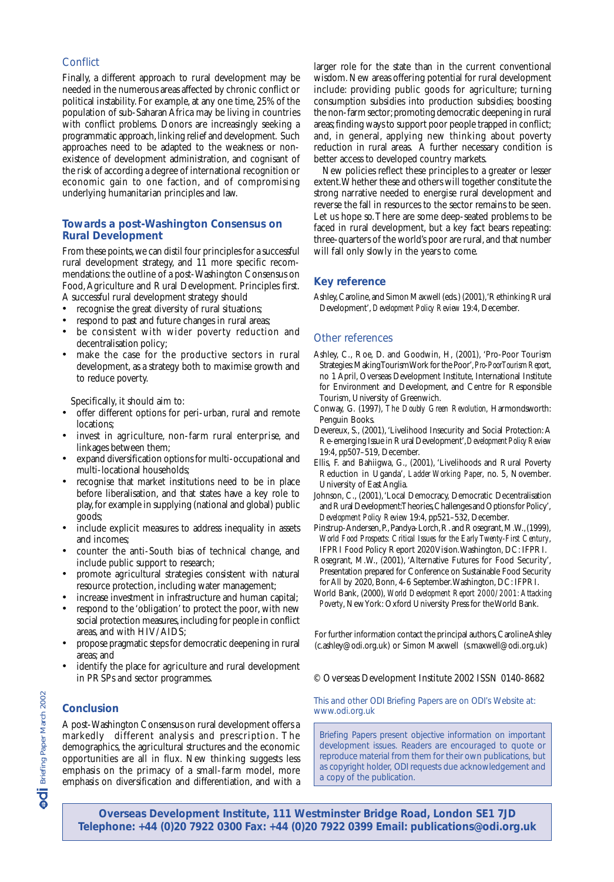### Conflict

Finally, a different approach to rural development may be needed in the numerous areas affected by chronic conflict or political instability. For example, at any one time, 25% of the population of sub-Saharan Africa may be living in countries with conflict problems. Donors are increasingly seeking a programmatic approach, linking relief and development. Such approaches need to be adapted to the weakness or non-existence of development administration, and cognisant of the risk of according a degree of international recognition or economic gain to one faction, and of compromising underlying humanitarian principles and law.

## Towards a post-Washington Consensus on Rural Development

From these points, we can distil four principles for a successful rural development strategy, and 11 more specific recommendations: the outline of a post-Washington Consensus on Food, Agriculture and Rural Development. Principles first. A successful rural development strategy should

- recognise the great diversity of rural situations;
- respond to past and future changes in rural areas;
- be consistent with wider poverty reduction and decentralisation policy;
- make the case for the productive sectors in rural development, as a strategy both to maximise growth and to reduce poverty.

Specifically, it should aim to:

- offer different options for peri-urban, rural and remote locations;
- invest in agriculture, non-farm rural enterprise, and linkages between them;
- expand diversification options for multi-occupational and multi-locational households;
- recognise that market institutions need to be in place before liberalisation, and that states have a key role to play, for example in supplying (national and global) public goods;
- include explicit measures to address inequality in assets and incomes;
- counter the anti-South bias of technical change, and include public support to research;
- promote agricultural strategies consistent with natural resource protection, including water management;
- increase investment in infrastructure and human capital;
- respond to the 'obligation' to protect the poor, with new social protection measures, including for people in conflict areas, and with HIV/AIDS;
- propose pragmatic steps for democratic deepening in rural areas; and
- identify the place for agriculture and rural development in PRSPs and sector programmes.

## Conclusion

A post-Washington Consensus on rural development offers a markedly different analysis and prescription. The demographics, the agricultural structures and the economic opportunities are all in flux. New thinking suggests less emphasis on the primacy of a small-farm model, more emphasis on diversification and differentiation, and with a larger role for the state than in the current conventional wisdom. New areas offering potential for rural development include: providing public goods for agriculture; turning consumption subsidies into production subsidies; boosting the non-farm sector; promoting democratic deepening in rural areas; finding ways to support poor people trapped in conflict; and, in general, applying new thinking about poverty reduction in rural areas. A further necessary condition is better access to developed country markets.

New policies reflect these principles to a greater or lesser extent. Whether these and others will together constitute the strong narrative needed to energise rural development and reverse the fall in resources to the sector remains to be seen. Let us hope so. There are some deep-seated problems to be faced in rural development, but a key fact bears repeating: three-quarters of the world's poor are rural, and that number will fall only slowly in the years to come.

## Key reference

Ashley, Caroline, and Simon Maxwell (eds.) (2001), 'Rethinking Rural Development', *Development Policy Review* 19:4, December.

### Other references

Ashley, C., Roe, D. and Goodwin, H, (2001), 'Pro-Poor Tourism Strategies: Making Tourism Work for the Poor', *Pro-Poor Tourism Report*, no 1 April, Overseas Development Institute, International Institute for Environment and Development, and Centre for Responsible Tourism, University of Greenwich.

Conway, G. (1997), *The Doubly Green Revolution*, Harmondsworth: Penguin Books.

Devereux, S., (2001), 'Livelihood Insecurity and Social Protection: A Re-emerging Issue in Rural Development', *Development Policy Review* 19:4, pp507–519, December.

Ellis, F. and Bahiigwa, G., (2001), 'Livelihoods and Rural Poverty Reduction in Uganda', *Ladder Working Paper*, no. 5, November. University of East Anglia.

Johnson, C., (2001), 'Local Democracy, Democratic Decentralisation and Rural Development: Theories, Challenges and Options for Policy', *Development Policy Review* 19:4, pp521–532, December.

Pinstrup-Andersen, P., Pandya-Lorch, R. and Rosegrant, M.W., (1999), *World Food Prospects: Critical Issues for the Early Twenty-First Century*, IFPRI Food Policy Report 2020 Vision. Washington, DC: IFPRI.

Rosegrant, M.W., (2001), 'Alternative Futures for Food Security', Presentation prepared for Conference on Sustainable Food Security for All by 2020, Bonn, 4-6 September. Washington, DC: IFPRI.

World Bank, (2000), *World Development Report 2000/2001: Attacking Poverty*, New York: Oxford University Press for the World Bank.

For further information contact the principal authors, Caroline Ashley (c.ashley@odi.org.uk) or Simon Maxwell (s.maxwell@odi.org.uk)

© Overseas Development Institute 2002 ISSN 0140-8682

This and other ODI Briefing Papers are on ODI's Website at: www.odi.org.uk

Briefing Papers present objective information on important development issues. Readers are encouraged to quote or reproduce material from them for their own publications, but as copyright holder, ODI requests due acknowledgement and a copy of the publication.

**Overseas Development Institute, 111 Westminster Bridge Road, London SE1 7JD**
**Telephone: +44 (0)20 7922 0300 Fax: +44 (0)20 7922 0399 Email: publications@odi.org.uk**